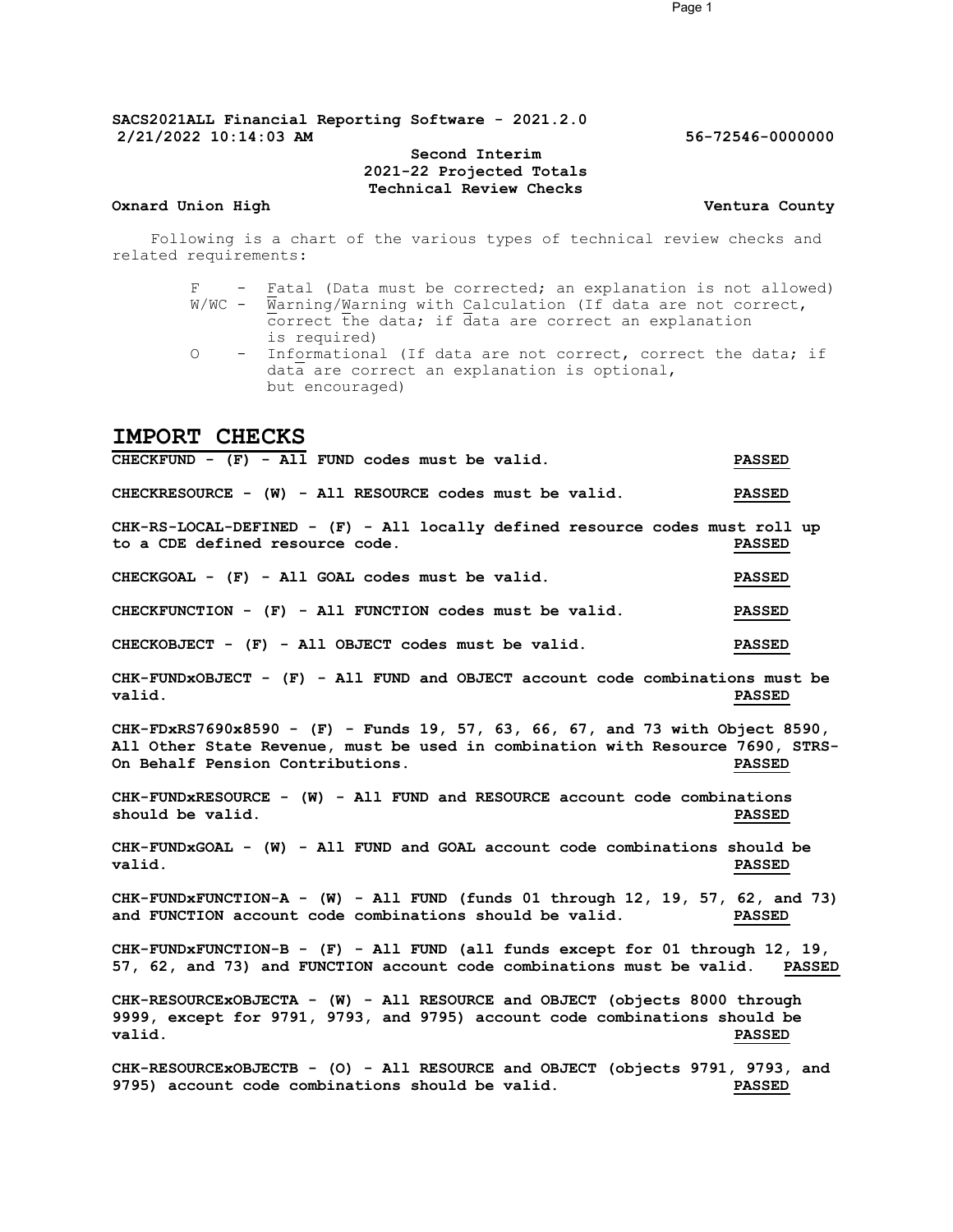**SACS2021ALL Financial Reporting Software - 2021.2.0**
**2/21/2022 10:14:03 AM** **56-72546-0000000**

**Second Interim**
**2021-22 Projected Totals**
**Technical Review Checks**

**Oxnard Union High** **Ventura County**

Following is a chart of the various types of technical review checks and related requirements:

- F - Fatal (Data must be corrected; an explanation is not allowed)
- W/WC - Warning/Warning with Calculation (If data are not correct, correct the data; if data are correct an explanation is required)
- O - Informational (If data are not correct, correct the data; if data are correct an explanation is optional, but encouraged)

## IMPORT CHECKS

**CHECKFUND - (F) - All FUND codes must be valid.** **PASSED**

**CHECKRESOURCE - (W) - All RESOURCE codes must be valid.** **PASSED**

**CHK-RS-LOCAL-DEFINED - (F) - All locally defined resource codes must roll up to a CDE defined resource code.** **PASSED**

**CHECKGOAL - (F) - All GOAL codes must be valid.** **PASSED**

**CHECKFUNCTION - (F) - All FUNCTION codes must be valid.** **PASSED**

**CHECKOBJECT - (F) - All OBJECT codes must be valid.** **PASSED**

**CHK-FUNDxOBJECT - (F) - All FUND and OBJECT account code combinations must be valid.** **PASSED**

**CHK-FDxRS7690x8590 - (F) - Funds 19, 57, 63, 66, 67, and 73 with Object 8590, All Other State Revenue, must be used in combination with Resource 7690, STRS-On Behalf Pension Contributions.** **PASSED**

**CHK-FUNDxRESOURCE - (W) - All FUND and RESOURCE account code combinations should be valid.** **PASSED**

**CHK-FUNDxGOAL - (W) - All FUND and GOAL account code combinations should be valid.** **PASSED**

**CHK-FUNDxFUNCTION-A - (W) - All FUND (funds 01 through 12, 19, 57, 62, and 73) and FUNCTION account code combinations should be valid.** **PASSED**

**CHK-FUNDxFUNCTION-B - (F) - All FUND (all funds except for 01 through 12, 19, 57, 62, and 73) and FUNCTION account code combinations must be valid.** **PASSED**

**CHK-RESOURCExOBJECTA - (W) - All RESOURCE and OBJECT (objects 8000 through 9999, except for 9791, 9793, and 9795) account code combinations should be valid.** **PASSED**

**CHK-RESOURCExOBJECTB - (O) - All RESOURCE and OBJECT (objects 9791, 9793, and 9795) account code combinations should be valid.** **PASSED**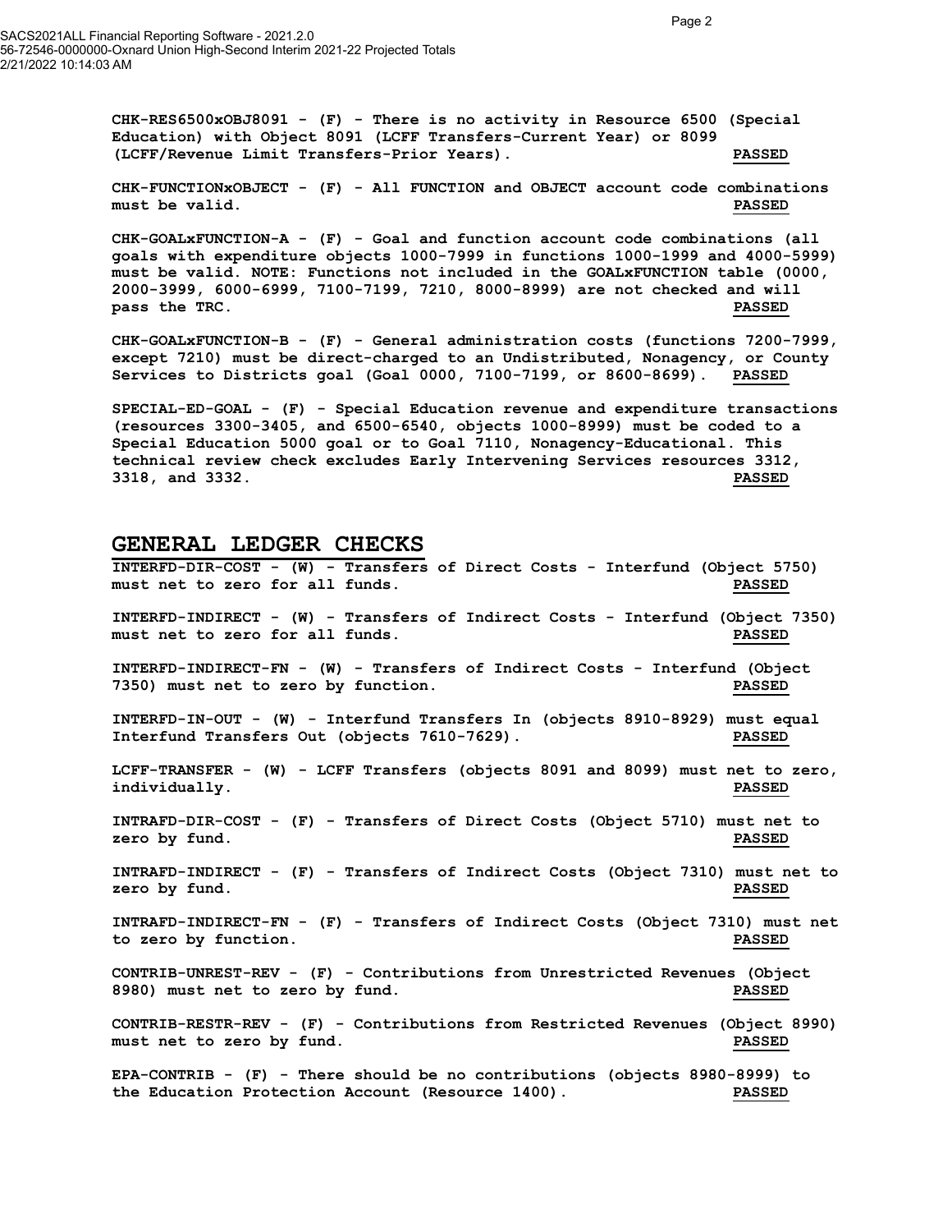CHK-RES6500xOBJ8091 - (F) - There is no activity in Resource 6500 (Special Education) with Object 8091 (LCFF Transfers-Current Year) or 8099 (LCFF/Revenue Limit Transfers-Prior Years). **PASSED**

CHK-FUNCTIONxOBJECT - (F) - All FUNCTION and OBJECT account code combinations must be valid. **PASSED**

CHK-GOALxFUNCTION-A - (F) - Goal and function account code combinations (all goals with expenditure objects 1000-7999 in functions 1000-1999 and 4000-5999) must be valid. NOTE: Functions not included in the GOALxFUNCTION table (0000, 2000-3999, 6000-6999, 7100-7199, 7210, 8000-8999) are not checked and will pass the TRC. **PASSED**

CHK-GOALxFUNCTION-B - (F) - General administration costs (functions 7200-7999, except 7210) must be direct-charged to an Undistributed, Nonagency, or County Services to Districts goal (Goal 0000, 7100-7199, or 8600-8699). **PASSED**

SPECIAL-ED-GOAL - (F) - Special Education revenue and expenditure transactions (resources 3300-3405, and 6500-6540, objects 1000-8999) must be coded to a Special Education 5000 goal or to Goal 7110, Nonagency-Educational. This technical review check excludes Early Intervening Services resources 3312, 3318, and 3332. **PASSED**

## GENERAL LEDGER CHECKS

INTERFD-DIR-COST - (W) - Transfers of Direct Costs - Interfund (Object 5750) must net to zero for all funds. **PASSED**

INTERFD-INDIRECT - (W) - Transfers of Indirect Costs - Interfund (Object 7350) must net to zero for all funds. **PASSED**

INTERFD-INDIRECT-FN - (W) - Transfers of Indirect Costs - Interfund (Object 7350) must net to zero by function. **PASSED**

INTERFD-IN-OUT - (W) - Interfund Transfers In (objects 8910-8929) must equal Interfund Transfers Out (objects 7610-7629). **PASSED**

LCFF-TRANSFER - (W) - LCFF Transfers (objects 8091 and 8099) must net to zero, individually. **PASSED**

INTRAFD-DIR-COST - (F) - Transfers of Direct Costs (Object 5710) must net to zero by fund. **PASSED**

INTRAFD-INDIRECT - (F) - Transfers of Indirect Costs (Object 7310) must net to zero by fund. **PASSED**

INTRAFD-INDIRECT-FN - (F) - Transfers of Indirect Costs (Object 7310) must net to zero by function. **PASSED**

CONTRIB-UNREST-REV - (F) - Contributions from Unrestricted Revenues (Object 8980) must net to zero by fund. **PASSED**

CONTRIB-RESTR-REV - (F) - Contributions from Restricted Revenues (Object 8990) must net to zero by fund. **PASSED**

EPA-CONTRIB - (F) - There should be no contributions (objects 8980-8999) to the Education Protection Account (Resource 1400). **PASSED**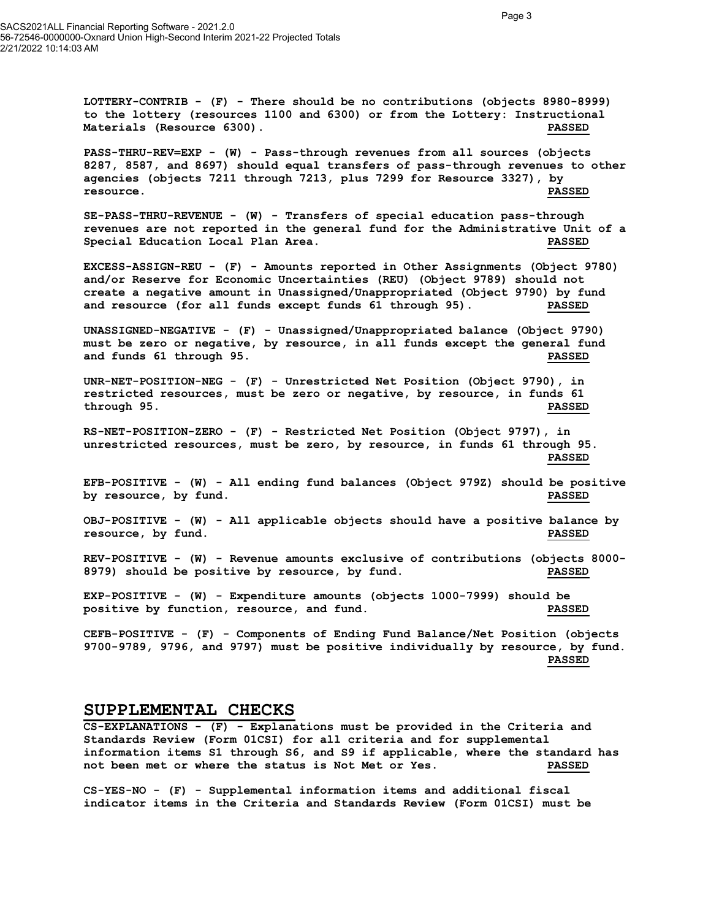**LOTTERY-CONTRIB - (F) - There should be no contributions (objects 8980-8999) to the lottery (resources 1100 and 6300) or from the Lottery: Instructional Materials (Resource 6300).** **PASSED**

**PASS-THRU-REV=EXP - (W) - Pass-through revenues from all sources (objects 8287, 8587, and 8697) should equal transfers of pass-through revenues to other agencies (objects 7211 through 7213, plus 7299 for Resource 3327), by resource.** **PASSED**

**SE-PASS-THRU-REVENUE - (W) - Transfers of special education pass-through revenues are not reported in the general fund for the Administrative Unit of a Special Education Local Plan Area.** **PASSED**

**EXCESS-ASSIGN-REU - (F) - Amounts reported in Other Assignments (Object 9780) and/or Reserve for Economic Uncertainties (REU) (Object 9789) should not create a negative amount in Unassigned/Unappropriated (Object 9790) by fund and resource (for all funds except funds 61 through 95).** **PASSED**

**UNASSIGNED-NEGATIVE - (F) - Unassigned/Unappropriated balance (Object 9790) must be zero or negative, by resource, in all funds except the general fund and funds 61 through 95.** **PASSED**

**UNR-NET-POSITION-NEG - (F) - Unrestricted Net Position (Object 9790), in restricted resources, must be zero or negative, by resource, in funds 61 through 95.** **PASSED**

**RS-NET-POSITION-ZERO - (F) - Restricted Net Position (Object 9797), in unrestricted resources, must be zero, by resource, in funds 61 through 95.** **PASSED**

**EFB-POSITIVE - (W) - All ending fund balances (Object 979Z) should be positive by resource, by fund.** **PASSED**

**OBJ-POSITIVE - (W) - All applicable objects should have a positive balance by resource, by fund.** **PASSED**

**REV-POSITIVE - (W) - Revenue amounts exclusive of contributions (objects 8000-8979) should be positive by resource, by fund.** **PASSED**

**EXP-POSITIVE - (W) - Expenditure amounts (objects 1000-7999) should be positive by function, resource, and fund.** **PASSED**

**CEFB-POSITIVE - (F) - Components of Ending Fund Balance/Net Position (objects 9700-9789, 9796, and 9797) must be positive individually by resource, by fund.** **PASSED**

## SUPPLEMENTAL CHECKS

**CS-EXPLANATIONS - (F) - Explanations must be provided in the Criteria and Standards Review (Form 01CSI) for all criteria and for supplemental information items S1 through S6, and S9 if applicable, where the standard has not been met or where the status is Not Met or Yes.** **PASSED**

**CS-YES-NO - (F) - Supplemental information items and additional fiscal indicator items in the Criteria and Standards Review (Form 01CSI) must be**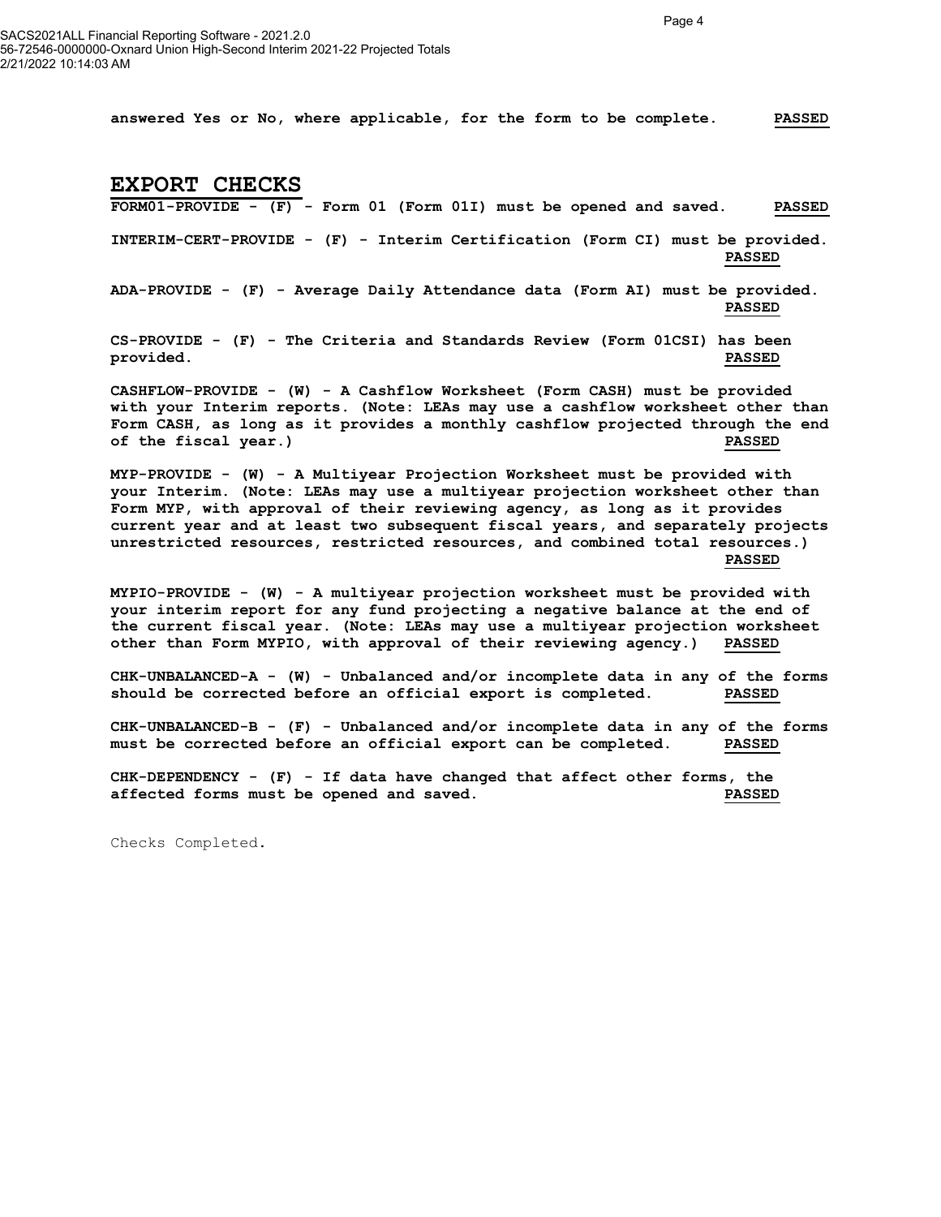answered Yes or No, where applicable, for the form to be complete. **PASSED**

## EXPORT CHECKS

**FORM01-PROVIDE - (F) - Form 01 (Form 01I) must be opened and saved. PASSED**

**INTERIM-CERT-PROVIDE - (F) - Interim Certification (Form CI) must be provided. PASSED**

**ADA-PROVIDE - (F) - Average Daily Attendance data (Form AI) must be provided. PASSED**

**CS-PROVIDE - (F) - The Criteria and Standards Review (Form 01CSI) has been provided. PASSED**

**CASHFLOW-PROVIDE - (W) - A Cashflow Worksheet (Form CASH) must be provided with your Interim reports. (Note: LEAs may use a cashflow worksheet other than Form CASH, as long as it provides a monthly cashflow projected through the end of the fiscal year.) PASSED**

**MYP-PROVIDE - (W) - A Multiyear Projection Worksheet must be provided with your Interim. (Note: LEAs may use a multiyear projection worksheet other than Form MYP, with approval of their reviewing agency, as long as it provides current year and at least two subsequent fiscal years, and separately projects unrestricted resources, restricted resources, and combined total resources.) PASSED**

**MYPIO-PROVIDE - (W) - A multiyear projection worksheet must be provided with your interim report for any fund projecting a negative balance at the end of the current fiscal year. (Note: LEAs may use a multiyear projection worksheet other than Form MYPIO, with approval of their reviewing agency.) PASSED**

**CHK-UNBALANCED-A - (W) - Unbalanced and/or incomplete data in any of the forms should be corrected before an official export is completed. PASSED**

**CHK-UNBALANCED-B - (F) - Unbalanced and/or incomplete data in any of the forms must be corrected before an official export can be completed. PASSED**

**CHK-DEPENDENCY - (F) - If data have changed that affect other forms, the affected forms must be opened and saved. PASSED**

Checks Completed.